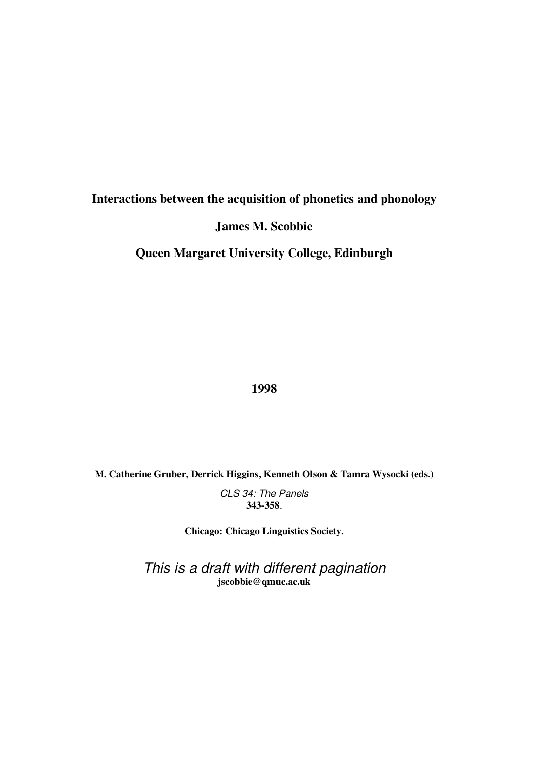# Interactions between the acquisition of phonetics and phonology

**James M. Scobbie**

**Queen Margaret University College, Edinburgh**

**1998**

**M. Catherine Gruber, Derrick Higgins, Kenneth Olson & Tamra Wysocki (eds.)**

*CLS 34: The Panels*
**343-358**.

**Chicago: Chicago Linguistics Society.**

*This is a draft with different pagination*
**jscobbie@qmuc.ac.uk**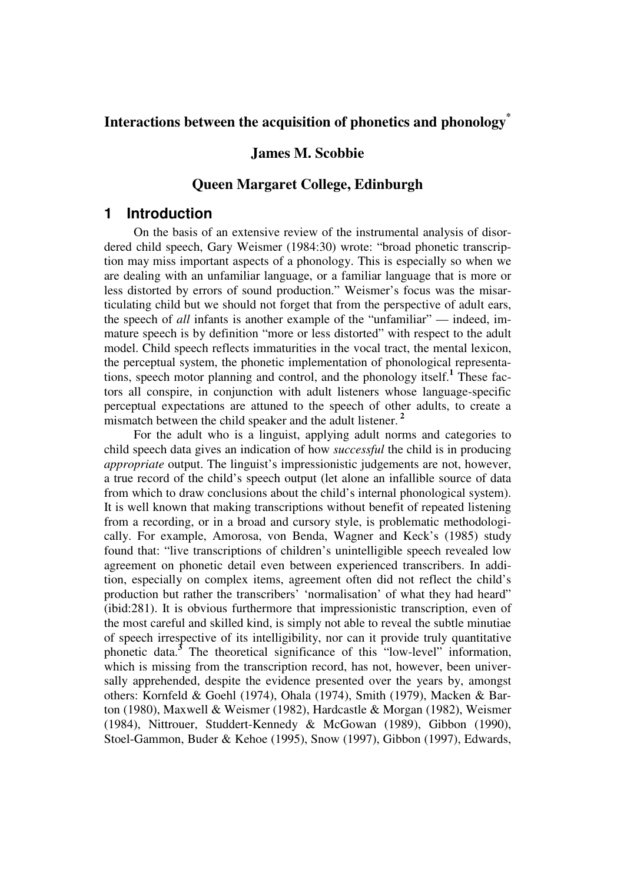# Interactions between the acquisition of phonetics and phonology[*]

**James M. Scobbie**

**Queen Margaret College, Edinburgh**

## 1 Introduction

On the basis of an extensive review of the instrumental analysis of disordered child speech, Gary Weismer (1984:30) wrote: "broad phonetic transcription may miss important aspects of a phonology. This is especially so when we are dealing with an unfamiliar language, or a familiar language that is more or less distorted by errors of sound production." Weismer's focus was the misarticulating child but we should not forget that from the perspective of adult ears, the speech of *all* infants is another example of the "unfamiliar" — indeed, immature speech is by definition "more or less distorted" with respect to the adult model. Child speech reflects immaturities in the vocal tract, the mental lexicon, the perceptual system, the phonetic implementation of phonological representations, speech motor planning and control, and the phonology itself.[1] These factors all conspire, in conjunction with adult listeners whose language-specific perceptual expectations are attuned to the speech of other adults, to create a mismatch between the child speaker and the adult listener.[2]

For the adult who is a linguist, applying adult norms and categories to child speech data gives an indication of how *successful* the child is in producing *appropriate* output. The linguist's impressionistic judgements are not, however, a true record of the child's speech output (let alone an infallible source of data from which to draw conclusions about the child's internal phonological system). It is well known that making transcriptions without benefit of repeated listening from a recording, or in a broad and cursory style, is problematic methodologically. For example, Amorosa, von Benda, Wagner and Keck's (1985) study found that: "live transcriptions of children's unintelligible speech revealed low agreement on phonetic detail even between experienced transcribers. In addition, especially on complex items, agreement often did not reflect the child's production but rather the transcribers' 'normalisation' of what they had heard" (ibid:281). It is obvious furthermore that impressionistic transcription, even of the most careful and skilled kind, is simply not able to reveal the subtle minutiae of speech irrespective of its intelligibility, nor can it provide truly quantitative phonetic data.[3] The theoretical significance of this "low-level" information, which is missing from the transcription record, has not, however, been universally apprehended, despite the evidence presented over the years by, amongst others: Kornfeld & Goehl (1974), Ohala (1974), Smith (1979), Macken & Barton (1980), Maxwell & Weismer (1982), Hardcastle & Morgan (1982), Weismer (1984), Nittrouer, Studdert-Kennedy & McGowan (1989), Gibbon (1990), Stoel-Gammon, Buder & Kehoe (1995), Snow (1997), Gibbon (1997), Edwards,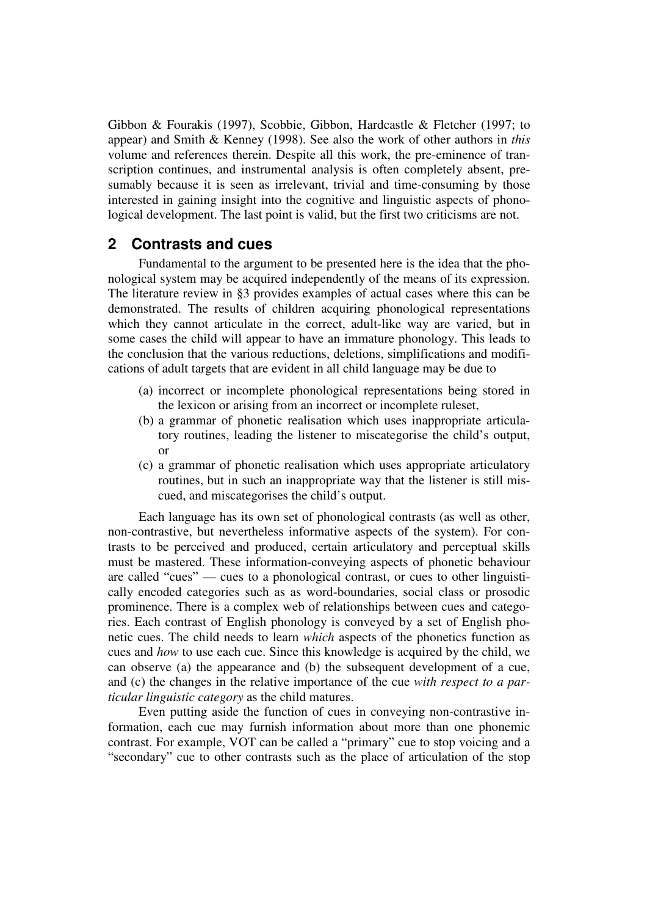Gibbon & Fourakis (1997), Scobbie, Gibbon, Hardcastle & Fletcher (1997; to appear) and Smith & Kenney (1998). See also the work of other authors in *this* volume and references therein. Despite all this work, the pre-eminence of transcription continues, and instrumental analysis is often completely absent, presumably because it is seen as irrelevant, trivial and time-consuming by those interested in gaining insight into the cognitive and linguistic aspects of phonological development. The last point is valid, but the first two criticisms are not.

## 2 Contrasts and cues

Fundamental to the argument to be presented here is the idea that the phonological system may be acquired independently of the means of its expression. The literature review in §3 provides examples of actual cases where this can be demonstrated. The results of children acquiring phonological representations which they cannot articulate in the correct, adult-like way are varied, but in some cases the child will appear to have an immature phonology. This leads to the conclusion that the various reductions, deletions, simplifications and modifications of adult targets that are evident in all child language may be due to

(a) incorrect or incomplete phonological representations being stored in the lexicon or arising from an incorrect or incomplete ruleset,
(b) a grammar of phonetic realisation which uses inappropriate articulatory routines, leading the listener to miscategorise the child's output, or
(c) a grammar of phonetic realisation which uses appropriate articulatory routines, but in such an inappropriate way that the listener is still miscued, and miscategorises the child's output.

Each language has its own set of phonological contrasts (as well as other, non-contrastive, but nevertheless informative aspects of the system). For contrasts to be perceived and produced, certain articulatory and perceptual skills must be mastered. These information-conveying aspects of phonetic behaviour are called "cues" — cues to a phonological contrast, or cues to other linguistically encoded categories such as as word-boundaries, social class or prosodic prominence. There is a complex web of relationships between cues and categories. Each contrast of English phonology is conveyed by a set of English phonetic cues. The child needs to learn *which* aspects of the phonetics function as cues and *how* to use each cue. Since this knowledge is acquired by the child, we can observe (a) the appearance and (b) the subsequent development of a cue, and (c) the changes in the relative importance of the cue *with respect to a particular linguistic category* as the child matures.

Even putting aside the function of cues in conveying non-contrastive information, each cue may furnish information about more than one phonemic contrast. For example, VOT can be called a "primary" cue to stop voicing and a "secondary" cue to other contrasts such as the place of articulation of the stop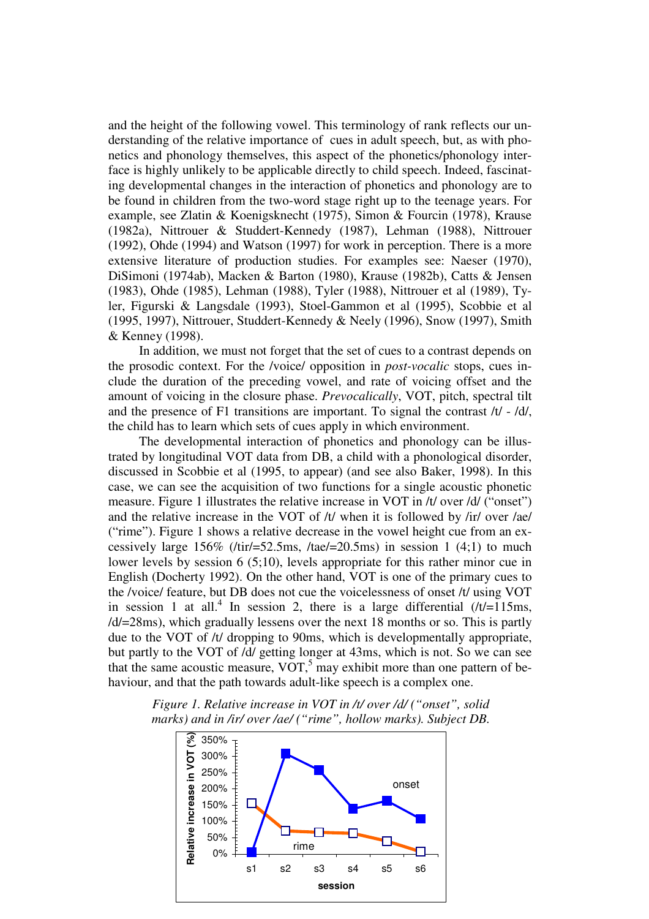and the height of the following vowel. This terminology of rank reflects our understanding of the relative importance of cues in adult speech, but, as with phonetics and phonology themselves, this aspect of the phonetics/phonology interface is highly unlikely to be applicable directly to child speech. Indeed, fascinating developmental changes in the interaction of phonetics and phonology are to be found in children from the two-word stage right up to the teenage years. For example, see Zlatin & Koenigsknecht (1975), Simon & Fourcin (1978), Krause (1982a), Nittrouer & Studdert-Kennedy (1987), Lehman (1988), Nittrouer (1992), Ohde (1994) and Watson (1997) for work in perception. There is a more extensive literature of production studies. For examples see: Naeser (1970), DiSimoni (1974ab), Macken & Barton (1980), Krause (1982b), Catts & Jensen (1983), Ohde (1985), Lehman (1988), Tyler (1988), Nittrouer et al (1989), Tyler, Figurski & Langsdale (1993), Stoel-Gammon et al (1995), Scobbie et al (1995, 1997), Nittrouer, Studdert-Kennedy & Neely (1996), Snow (1997), Smith & Kenney (1998).

In addition, we must not forget that the set of cues to a contrast depends on the prosodic context. For the /voice/ opposition in *post-vocalic* stops, cues include the duration of the preceding vowel, and rate of voicing offset and the amount of voicing in the closure phase. *Prevocalically*, VOT, pitch, spectral tilt and the presence of F1 transitions are important. To signal the contrast /t/ - /d/, the child has to learn which sets of cues apply in which environment.

The developmental interaction of phonetics and phonology can be illustrated by longitudinal VOT data from DB, a child with a phonological disorder, discussed in Scobbie et al (1995, to appear) (and see also Baker, 1998). In this case, we can see the acquisition of two functions for a single acoustic phonetic measure. Figure 1 illustrates the relative increase in VOT in /t/ over /d/ ("onset") and the relative increase in the VOT of /t/ when it is followed by /ir/ over /ae/ ("rime"). Figure 1 shows a relative decrease in the vowel height cue from an excessively large 156% (/tir/=52.5ms, /tae/=20.5ms) in session 1 (4;1) to much lower levels by session 6 (5;10), levels appropriate for this rather minor cue in English (Docherty 1992). On the other hand, VOT is one of the primary cues to the /voice/ feature, but DB does not cue the voicelessness of onset /t/ using VOT in session 1 at all.[4] In session 2, there is a large differential (/t/=115ms, /d/=28ms), which gradually lessens over the next 18 months or so. This is partly due to the VOT of /t/ dropping to 90ms, which is developmentally appropriate, but partly to the VOT of /d/ getting longer at 43ms, which is not. So we can see that the same acoustic measure, VOT,[5] may exhibit more than one pattern of behaviour, and that the path towards adult-like speech is a complex one.

*Figure 1. Relative increase in VOT in /t/ over /d/ ("onset", solid marks) and in /ir/ over /ae/ ("rime", hollow marks). Subject DB.*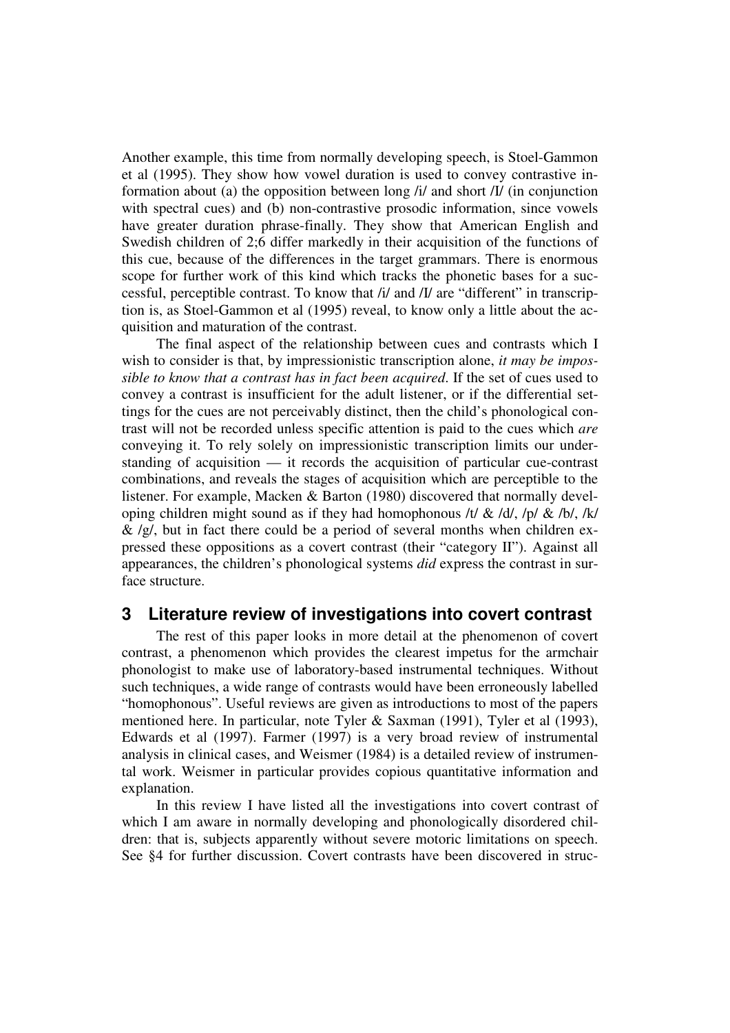Another example, this time from normally developing speech, is Stoel-Gammon et al (1995). They show how vowel duration is used to convey contrastive information about (a) the opposition between long /i/ and short /I/ (in conjunction with spectral cues) and (b) non-contrastive prosodic information, since vowels have greater duration phrase-finally. They show that American English and Swedish children of 2;6 differ markedly in their acquisition of the functions of this cue, because of the differences in the target grammars. There is enormous scope for further work of this kind which tracks the phonetic bases for a successful, perceptible contrast. To know that /i/ and /I/ are "different" in transcription is, as Stoel-Gammon et al (1995) reveal, to know only a little about the acquisition and maturation of the contrast.

The final aspect of the relationship between cues and contrasts which I wish to consider is that, by impressionistic transcription alone, *it may be impossible to know that a contrast has in fact been acquired*. If the set of cues used to convey a contrast is insufficient for the adult listener, or if the differential settings for the cues are not perceivably distinct, then the child's phonological contrast will not be recorded unless specific attention is paid to the cues which *are* conveying it. To rely solely on impressionistic transcription limits our understanding of acquisition — it records the acquisition of particular cue-contrast combinations, and reveals the stages of acquisition which are perceptible to the listener. For example, Macken & Barton (1980) discovered that normally developing children might sound as if they had homophonous /t/ & /d/, /p/ & /b/, /k/ & /g/, but in fact there could be a period of several months when children expressed these oppositions as a covert contrast (their "category II"). Against all appearances, the children's phonological systems *did* express the contrast in surface structure.

## 3 Literature review of investigations into covert contrast

The rest of this paper looks in more detail at the phenomenon of covert contrast, a phenomenon which provides the clearest impetus for the armchair phonologist to make use of laboratory-based instrumental techniques. Without such techniques, a wide range of contrasts would have been erroneously labelled "homophonous". Useful reviews are given as introductions to most of the papers mentioned here. In particular, note Tyler & Saxman (1991), Tyler et al (1993), Edwards et al (1997). Farmer (1997) is a very broad review of instrumental analysis in clinical cases, and Weismer (1984) is a detailed review of instrumental work. Weismer in particular provides copious quantitative information and explanation.

In this review I have listed all the investigations into covert contrast of which I am aware in normally developing and phonologically disordered children: that is, subjects apparently without severe motoric limitations on speech. See §4 for further discussion. Covert contrasts have been discovered in struc-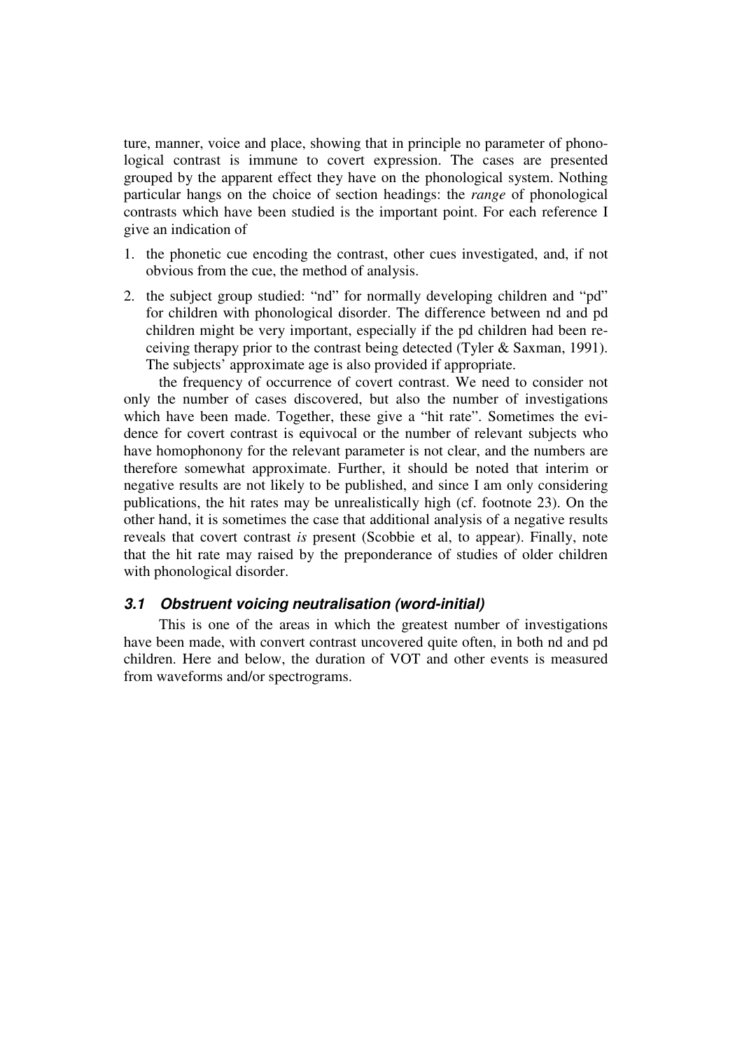ture, manner, voice and place, showing that in principle no parameter of phonological contrast is immune to covert expression. The cases are presented grouped by the apparent effect they have on the phonological system. Nothing particular hangs on the choice of section headings: the *range* of phonological contrasts which have been studied is the important point. For each reference I give an indication of

1. the phonetic cue encoding the contrast, other cues investigated, and, if not obvious from the cue, the method of analysis.
2. the subject group studied: "nd" for normally developing children and "pd" for children with phonological disorder. The difference between nd and pd children might be very important, especially if the pd children had been receiving therapy prior to the contrast being detected (Tyler & Saxman, 1991). The subjects' approximate age is also provided if appropriate.

   the frequency of occurrence of covert contrast. We need to consider not only the number of cases discovered, but also the number of investigations which have been made. Together, these give a "hit rate". Sometimes the evidence for covert contrast is equivocal or the number of relevant subjects who have homophonony for the relevant parameter is not clear, and the numbers are therefore somewhat approximate. Further, it should be noted that interim or negative results are not likely to be published, and since I am only considering publications, the hit rates may be unrealistically high (cf. footnote 23). On the other hand, it is sometimes the case that additional analysis of a negative results reveals that covert contrast *is* present (Scobbie et al, to appear). Finally, note that the hit rate may raised by the preponderance of studies of older children with phonological disorder.

### 3.1 Obstruent voicing neutralisation (word-initial)

This is one of the areas in which the greatest number of investigations have been made, with convert contrast uncovered quite often, in both nd and pd children. Here and below, the duration of VOT and other events is measured from waveforms and/or spectrograms.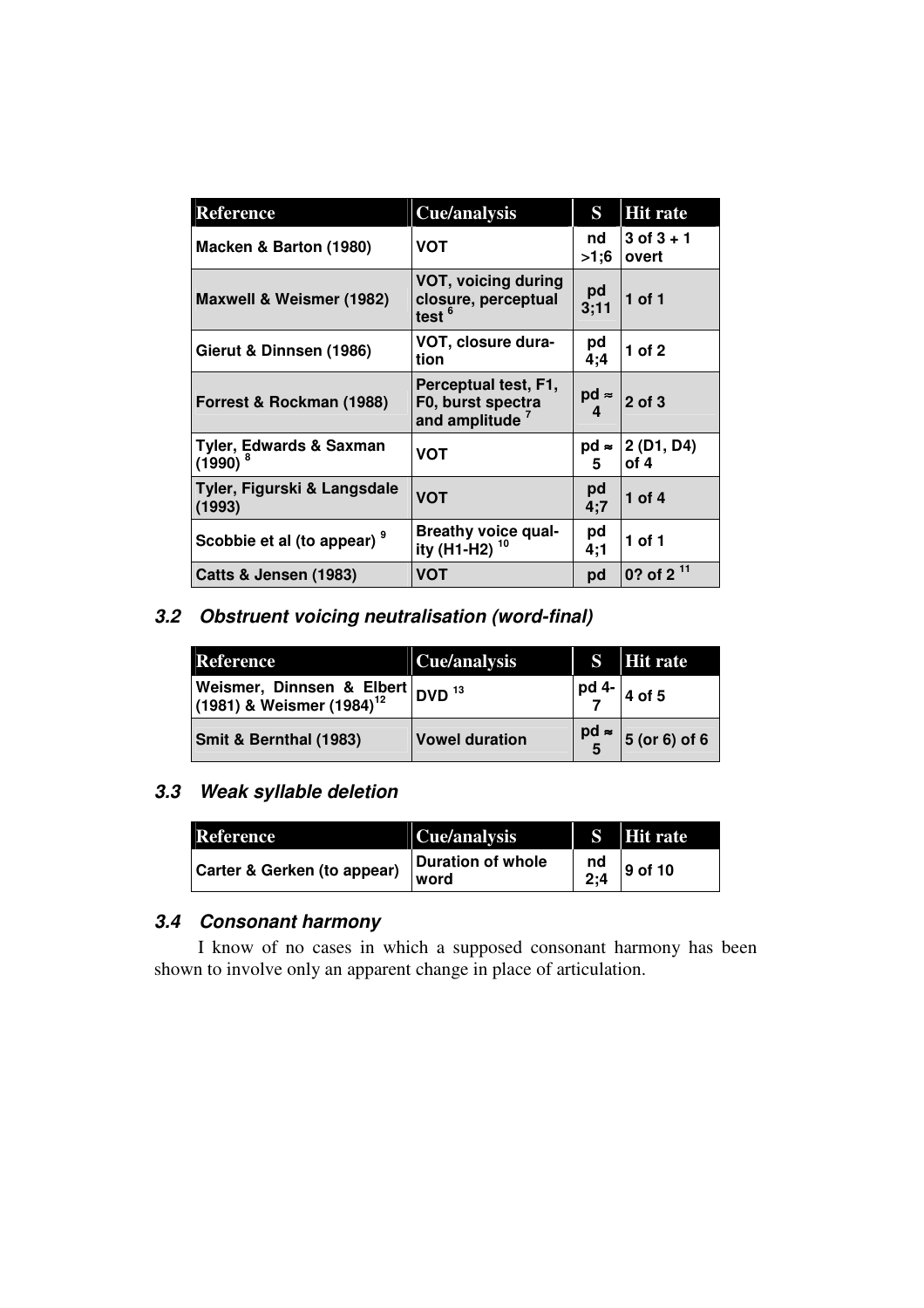| Reference | Cue/analysis | S | Hit rate |
|---|---|---|---|
| Macken & Barton (1980) | VOT | nd >1;6 | 3 of 3 + 1 overt |
| Maxwell & Weismer (1982) | VOT, voicing during closure, perceptual test [6] | pd 3;11 | 1 of 1 |
| Gierut & Dinnsen (1986) | VOT, closure duration | pd 4;4 | 1 of 2 |
| Forrest & Rockman (1988) | Perceptual test, F1, F0, burst spectra and amplitude [7] | pd ≈ 4 | 2 of 3 |
| Tyler, Edwards & Saxman (1990) [8] | VOT | pd ≈ 5 | 2 (D1, D4) of 4 |
| Tyler, Figurski & Langsdale (1993) | VOT | pd 4;7 | 1 of 4 |
| Scobbie et al (to appear) [9] | Breathy voice quality (H1-H2) [10] | pd 4;1 | 1 of 1 |
| Catts & Jensen (1983) | VOT | pd | 0? of 2 [11] |

### 3.2 *Obstruent voicing neutralisation (word-final)*

| Reference | Cue/analysis | S | Hit rate |
|---|---|---|---|
| Weismer, Dinnsen & Elbert (1981) & Weismer (1984)[12] | DVD [13] | pd 4-7 | 4 of 5 |
| Smit & Bernthal (1983) | Vowel duration | pd ≈ 5 | 5 (or 6) of 6 |

### 3.3 *Weak syllable deletion*

| Reference | Cue/analysis | S | Hit rate |
|---|---|---|---|
| Carter & Gerken (to appear) | Duration of whole word | nd 2;4 | 9 of 10 |

### 3.4 *Consonant harmony*

I know of no cases in which a supposed consonant harmony has been shown to involve only an apparent change in place of articulation.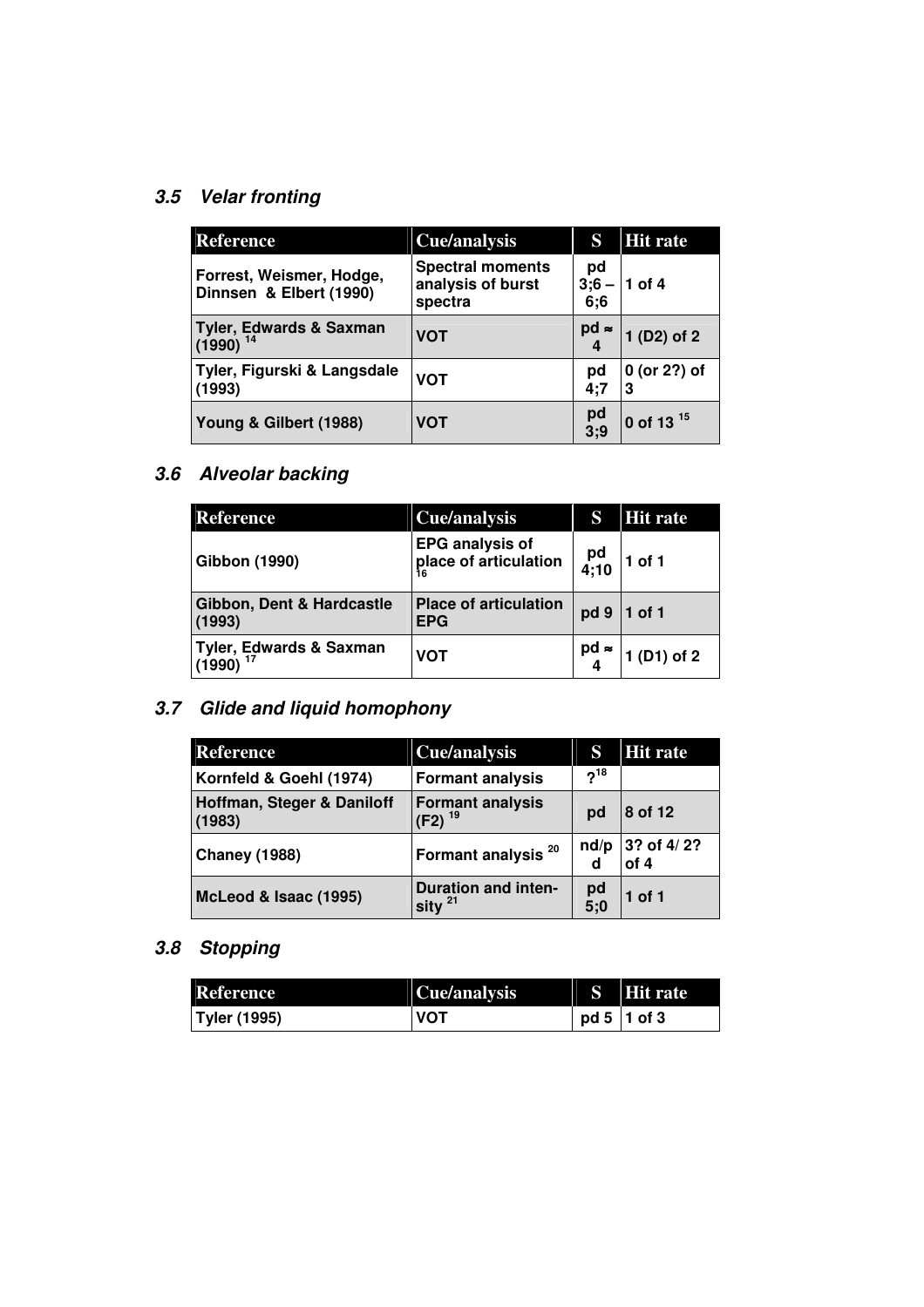### 3.5 *Velar fronting*

| Reference | Cue/analysis | S | Hit rate |
|---|---|---|---|
| Forrest, Weismer, Hodge, Dinnsen & Elbert (1990) | Spectral moments analysis of burst spectra | pd 3;6 – 6;6 | 1 of 4 |
| Tyler, Edwards & Saxman (1990) [14] | VOT | pd ≈ 4 | 1 (D2) of 2 |
| Tyler, Figurski & Langsdale (1993) | VOT | pd 4;7 | 0 (or 2?) of 3 |
| Young & Gilbert (1988) | VOT | pd 3;9 | 0 of 13 [15] |

### 3.6 *Alveolar backing*

| Reference | Cue/analysis | S | Hit rate |
|---|---|---|---|
| Gibbon (1990) | EPG analysis of place of articulation [16] | pd 4;10 | 1 of 1 |
| Gibbon, Dent & Hardcastle (1993) | Place of articulation EPG | pd 9 | 1 of 1 |
| Tyler, Edwards & Saxman (1990) [17] | VOT | pd ≈ 4 | 1 (D1) of 2 |

### 3.7 *Glide and liquid homophony*

| Reference | Cue/analysis | S | Hit rate |
|---|---|---|---|
| Kornfeld & Goehl (1974) | Formant analysis | ?[18] | |
| Hoffman, Steger & Daniloff (1983) | Formant analysis (F2) [19] | pd | 8 of 12 |
| Chaney (1988) | Formant analysis [20] | nd/pd | 3? of 4/ 2? of 4 |
| McLeod & Isaac (1995) | Duration and intensity [21] | pd 5;0 | 1 of 1 |

### 3.8 *Stopping*

| Reference | Cue/analysis | S | Hit rate |
|---|---|---|---|
| Tyler (1995) | VOT | pd 5 | 1 of 3 |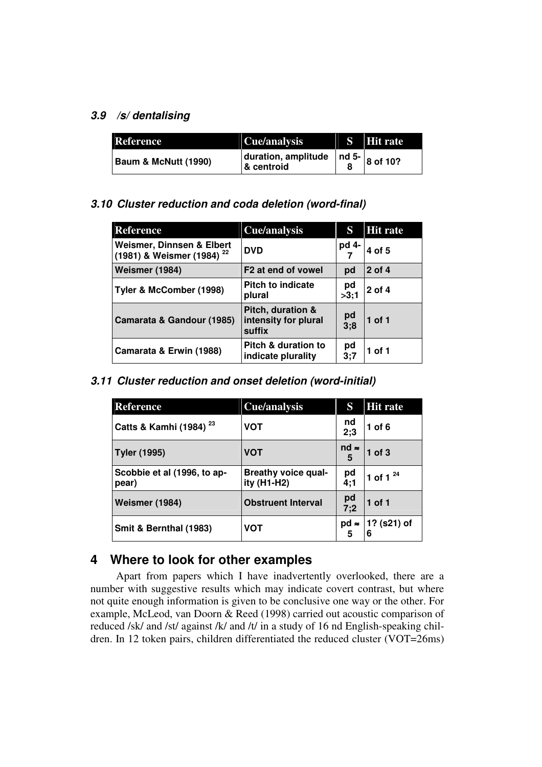### *3.9 /s/ dentalising*

| Reference | Cue/analysis | S | Hit rate |
|---|---|---|---|
| Baum & McNutt (1990) | duration, amplitude & centroid | nd 5-8 | 8 of 10? |

### *3.10 Cluster reduction and coda deletion (word-final)*

| Reference | Cue/analysis | S | Hit rate |
|---|---|---|---|
| Weismer, Dinnsen & Elbert (1981) & Weismer (1984) [22] | DVD | pd 4-7 | 4 of 5 |
| Weismer (1984) | F2 at end of vowel | pd | 2 of 4 |
| Tyler & McComber (1998) | Pitch to indicate plural | pd >3;1 | 2 of 4 |
| Camarata & Gandour (1985) | Pitch, duration & intensity for plural suffix | pd 3;8 | 1 of 1 |
| Camarata & Erwin (1988) | Pitch & duration to indicate plurality | pd 3;7 | 1 of 1 |

### *3.11 Cluster reduction and onset deletion (word-initial)*

| Reference | Cue/analysis | S | Hit rate |
|---|---|---|---|
| Catts & Kamhi (1984) [23] | VOT | nd 2;3 | 1 of 6 |
| Tyler (1995) | VOT | nd ≈ 5 | 1 of 3 |
| Scobbie et al (1996, to appear) | Breathy voice quality (H1-H2) | pd 4;1 | 1 of 1 [24] |
| Weismer (1984) | Obstruent Interval | pd 7;2 | 1 of 1 |
| Smit & Bernthal (1983) | VOT | pd ≈ 5 | 1? (s21) of 6 |

## 4 Where to look for other examples

Apart from papers which I have inadvertently overlooked, there are a number with suggestive results which may indicate covert contrast, but where not quite enough information is given to be conclusive one way or the other. For example, McLeod, van Doorn & Reed (1998) carried out acoustic comparison of reduced /sk/ and /st/ against /k/ and /t/ in a study of 16 nd English-speaking children. In 12 token pairs, children differentiated the reduced cluster (VOT=26ms)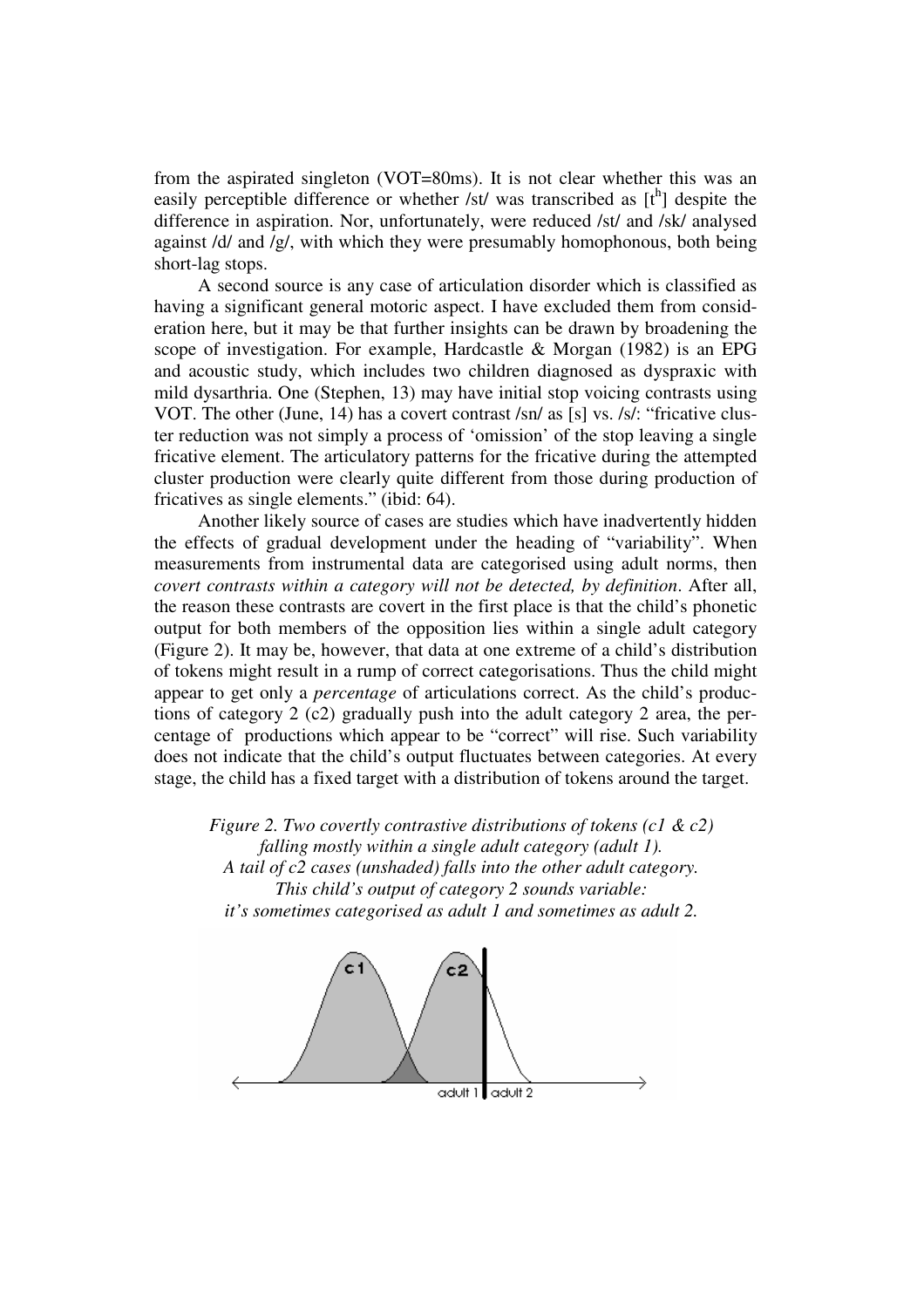from the aspirated singleton (VOT=80ms). It is not clear whether this was an easily perceptible difference or whether /st/ was transcribed as [$t^h$] despite the difference in aspiration. Nor, unfortunately, were reduced /st/ and /sk/ analysed against /d/ and /g/, with which they were presumably homophonous, both being short-lag stops.

A second source is any case of articulation disorder which is classified as having a significant general motoric aspect. I have excluded them from consideration here, but it may be that further insights can be drawn by broadening the scope of investigation. For example, Hardcastle & Morgan (1982) is an EPG and acoustic study, which includes two children diagnosed as dyspraxic with mild dysarthria. One (Stephen, 13) may have initial stop voicing contrasts using VOT. The other (June, 14) has a covert contrast /sn/ as [s] vs. /s/: "fricative cluster reduction was not simply a process of 'omission' of the stop leaving a single fricative element. The articulatory patterns for the fricative during the attempted cluster production were clearly quite different from those during production of fricatives as single elements." (ibid: 64).

Another likely source of cases are studies which have inadvertently hidden the effects of gradual development under the heading of "variability". When measurements from instrumental data are categorised using adult norms, then *covert contrasts within a category will not be detected, by definition*. After all, the reason these contrasts are covert in the first place is that the child's phonetic output for both members of the opposition lies within a single adult category (Figure 2). It may be, however, that data at one extreme of a child's distribution of tokens might result in a rump of correct categorisations. Thus the child might appear to get only a *percentage* of articulations correct. As the child's productions of category 2 (c2) gradually push into the adult category 2 area, the percentage of productions which appear to be "correct" will rise. Such variability does not indicate that the child's output fluctuates between categories. At every stage, the child has a fixed target with a distribution of tokens around the target.

*Figure 2. Two covertly contrastive distributions of tokens (c1 & c2) falling mostly within a single adult category (adult 1). A tail of c2 cases (unshaded) falls into the other adult category. This child's output of category 2 sounds variable: it's sometimes categorised as adult 1 and sometimes as adult 2.*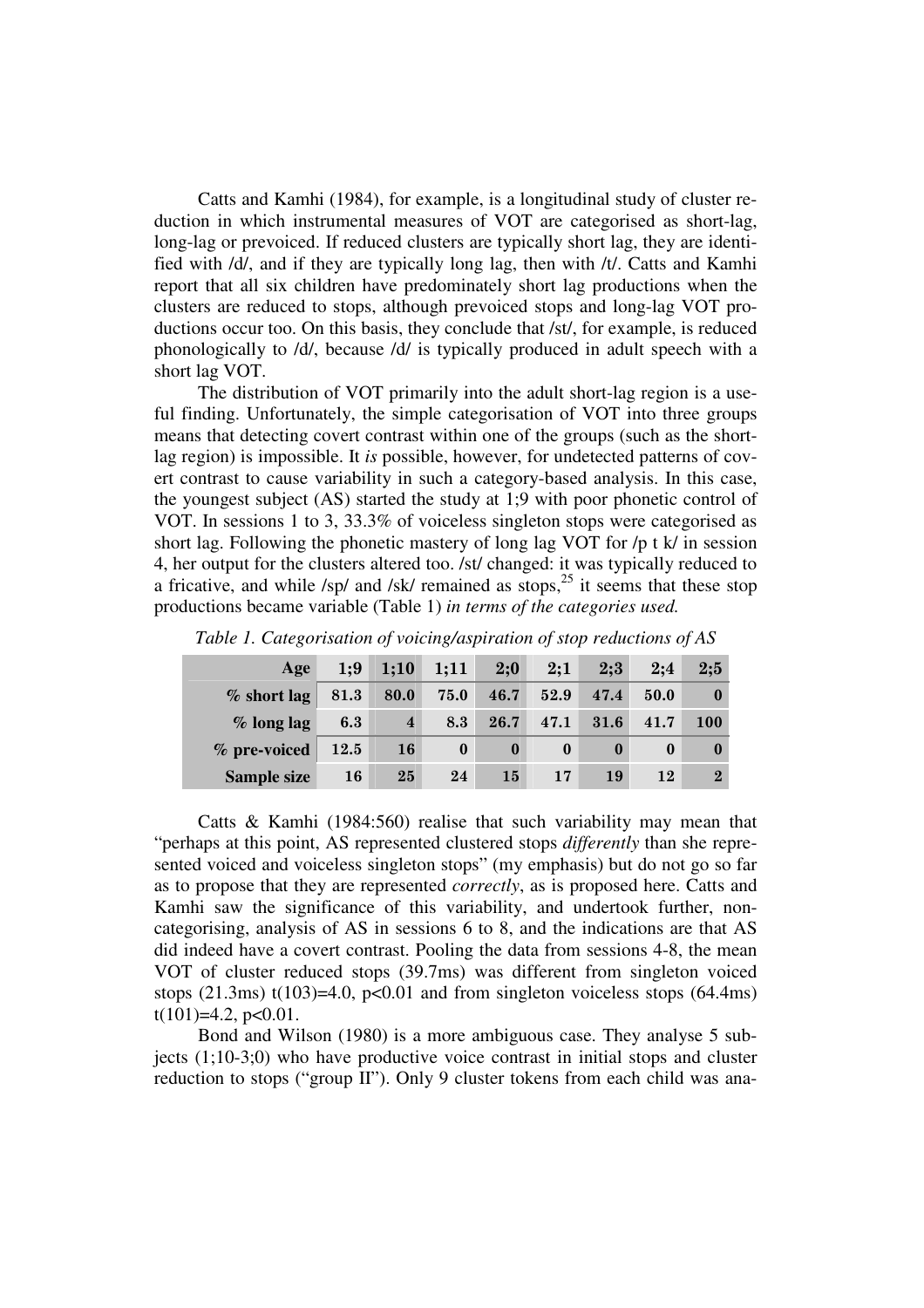Catts and Kamhi (1984), for example, is a longitudinal study of cluster reduction in which instrumental measures of VOT are categorised as short-lag, long-lag or prevoiced. If reduced clusters are typically short lag, they are identified with /d/, and if they are typically long lag, then with /t/. Catts and Kamhi report that all six children have predominately short lag productions when the clusters are reduced to stops, although prevoiced stops and long-lag VOT productions occur too. On this basis, they conclude that /st/, for example, is reduced phonologically to /d/, because /d/ is typically produced in adult speech with a short lag VOT.

The distribution of VOT primarily into the adult short-lag region is a useful finding. Unfortunately, the simple categorisation of VOT into three groups means that detecting covert contrast within one of the groups (such as the short-lag region) is impossible. It *is* possible, however, for undetected patterns of covert contrast to cause variability in such a category-based analysis. In this case, the youngest subject (AS) started the study at 1;9 with poor phonetic control of VOT. In sessions 1 to 3, 33.3% of voiceless singleton stops were categorised as short lag. Following the phonetic mastery of long lag VOT for /p t k/ in session 4, her output for the clusters altered too. /st/ changed: it was typically reduced to a fricative, and while /sp/ and /sk/ remained as stops,[25] it seems that these stop productions became variable (Table 1) *in terms of the categories used.*

*Table 1. Categorisation of voicing/aspiration of stop reductions of AS*

| Age | 1;9 | 1;10 | 1;11 | 2;0 | 2;1 | 2;3 | 2;4 | 2;5 |
|---|---|---|---|---|---|---|---|---|
| % short lag | 81.3 | 80.0 | 75.0 | 46.7 | 52.9 | 47.4 | 50.0 | 0 |
| % long lag | 6.3 | 4 | 8.3 | 26.7 | 47.1 | 31.6 | 41.7 | 100 |
| % pre-voiced | 12.5 | 16 | 0 | 0 | 0 | 0 | 0 | 0 |
| Sample size | 16 | 25 | 24 | 15 | 17 | 19 | 12 | 2 |

Catts & Kamhi (1984:560) realise that such variability may mean that "perhaps at this point, AS represented clustered stops *differently* than she represented voiced and voiceless singleton stops" (my emphasis) but do not go so far as to propose that they are represented *correctly*, as is proposed here. Catts and Kamhi saw the significance of this variability, and undertook further, non-categorising, analysis of AS in sessions 6 to 8, and the indications are that AS did indeed have a covert contrast. Pooling the data from sessions 4-8, the mean VOT of cluster reduced stops (39.7ms) was different from singleton voiced stops (21.3ms) $t(103)=4.0$, $p<0.01$ and from singleton voiceless stops (64.4ms) $t(101)=4.2$, $p<0.01$.

Bond and Wilson (1980) is a more ambiguous case. They analyse 5 subjects (1;10-3;0) who have productive voice contrast in initial stops and cluster reduction to stops ("group II"). Only 9 cluster tokens from each child was ana-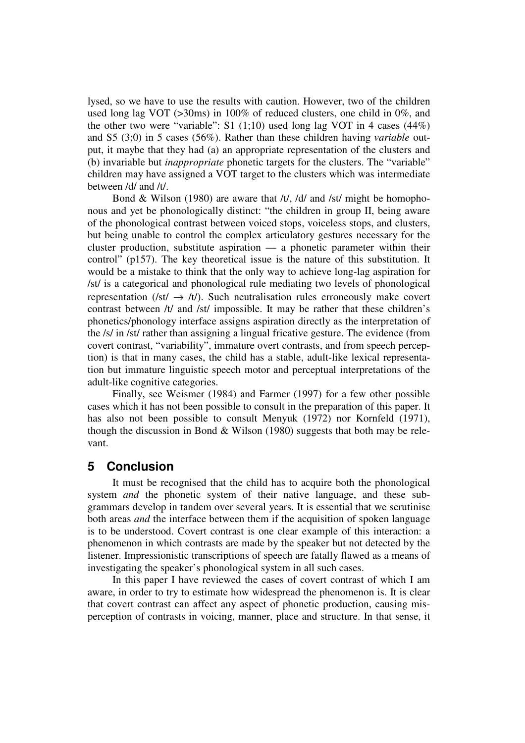lysed, so we have to use the results with caution. However, two of the children used long lag VOT (>30ms) in 100% of reduced clusters, one child in 0%, and the other two were "variable": S1 (1;10) used long lag VOT in 4 cases (44%) and S5 (3;0) in 5 cases (56%). Rather than these children having *variable* output, it maybe that they had (a) an appropriate representation of the clusters and (b) invariable but *inappropriate* phonetic targets for the clusters. The "variable" children may have assigned a VOT target to the clusters which was intermediate between /d/ and /t/.

Bond & Wilson (1980) are aware that /t/, /d/ and /st/ might be homophonous and yet be phonologically distinct: "the children in group II, being aware of the phonological contrast between voiced stops, voiceless stops, and clusters, but being unable to control the complex articulatory gestures necessary for the cluster production, substitute aspiration — a phonetic parameter within their control" (p157). The key theoretical issue is the nature of this substitution. It would be a mistake to think that the only way to achieve long-lag aspiration for /st/ is a categorical and phonological rule mediating two levels of phonological representation (/st/ → /t/). Such neutralisation rules erroneously make covert contrast between /t/ and /st/ impossible. It may be rather that these children's phonetics/phonology interface assigns aspiration directly as the interpretation of the /s/ in /st/ rather than assigning a lingual fricative gesture. The evidence (from covert contrast, "variability", immature overt contrasts, and from speech perception) is that in many cases, the child has a stable, adult-like lexical representation but immature linguistic speech motor and perceptual interpretations of the adult-like cognitive categories.

Finally, see Weismer (1984) and Farmer (1997) for a few other possible cases which it has not been possible to consult in the preparation of this paper. It has also not been possible to consult Menyuk (1972) nor Kornfeld (1971), though the discussion in Bond & Wilson (1980) suggests that both may be relevant.

## 5 Conclusion

It must be recognised that the child has to acquire both the phonological system *and* the phonetic system of their native language, and these sub-grammars develop in tandem over several years. It is essential that we scrutinise both areas *and* the interface between them if the acquisition of spoken language is to be understood. Covert contrast is one clear example of this interaction: a phenomenon in which contrasts are made by the speaker but not detected by the listener. Impressionistic transcriptions of speech are fatally flawed as a means of investigating the speaker's phonological system in all such cases.

In this paper I have reviewed the cases of covert contrast of which I am aware, in order to try to estimate how widespread the phenomenon is. It is clear that covert contrast can affect any aspect of phonetic production, causing misperception of contrasts in voicing, manner, place and structure. In that sense, it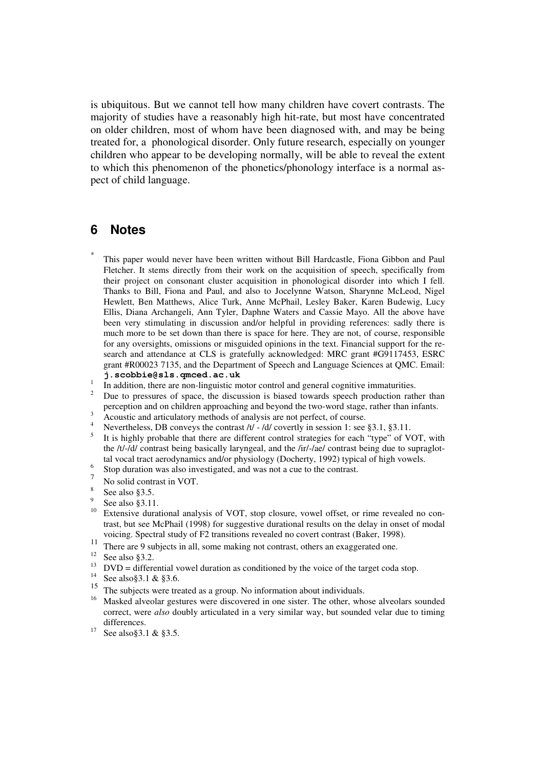is ubiquitous. But we cannot tell how many children have covert contrasts. The majority of studies have a reasonably high hit-rate, but most have concentrated on older children, most of whom have been diagnosed with, and may be being treated for, a phonological disorder. Only future research, especially on younger children who appear to be developing normally, will be able to reveal the extent to which this phenomenon of the phonetics/phonology interface is a normal aspect of child language.

## 6 Notes

[*] This paper would never have been written without Bill Hardcastle, Fiona Gibbon and Paul Fletcher. It stems directly from their work on the acquisition of speech, specifically from their project on consonant cluster acquisition in phonological disorder into which I fell. Thanks to Bill, Fiona and Paul, and also to Jocelynne Watson, Sharynne McLeod, Nigel Hewlett, Ben Matthews, Alice Turk, Anne McPhail, Lesley Baker, Karen Budewig, Lucy Ellis, Diana Archangeli, Ann Tyler, Daphne Waters and Cassie Mayo. All the above have been very stimulating in discussion and/or helpful in providing references: sadly there is much more to be set down than there is space for here. They are not, of course, responsible for any oversights, omissions or misguided opinions in the text. Financial support for the research and attendance at CLS is gratefully acknowledged: MRC grant #G9117453, ESRC grant #R00023 7135, and the Department of Speech and Language Sciences at QMC. Email: **j.scobbie@sls.qmced.ac.uk**

[1] In addition, there are non-linguistic motor control and general cognitive immaturities.

[2] Due to pressures of space, the discussion is biased towards speech production rather than perception and on children approaching and beyond the two-word stage, rather than infants.

[3] Acoustic and articulatory methods of analysis are not perfect, of course.

[4] Nevertheless, DB conveys the contrast /t/ - /d/ covertly in session 1: see §3.1, §3.11.

[5] It is highly probable that there are different control strategies for each "type" of VOT, with the /t/-/d/ contrast being basically laryngeal, and the /ir/-/ae/ contrast being due to supraglottal vocal tract aerodynamics and/or physiology (Docherty, 1992) typical of high vowels.

[6] Stop duration was also investigated, and was not a cue to the contrast.

[7] No solid contrast in VOT.

[8] See also §3.5.

[9] See also §3.11.

[10] Extensive durational analysis of VOT, stop closure, vowel offset, or rime revealed no contrast, but see McPhail (1998) for suggestive durational results on the delay in onset of modal voicing. Spectral study of F2 transitions revealed no covert contrast (Baker, 1998).

[11] There are 9 subjects in all, some making not contrast, others an exaggerated one.

[12] See also §3.2.

[13] DVD = differential vowel duration as conditioned by the voice of the target coda stop.

[14] See also§3.1 & §3.6.

[15] The subjects were treated as a group. No information about individuals.

[16] Masked alveolar gestures were discovered in one sister. The other, whose alveolars sounded correct, were *also* doubly articulated in a very similar way, but sounded velar due to timing differences.

[17] See also§3.1 & §3.5.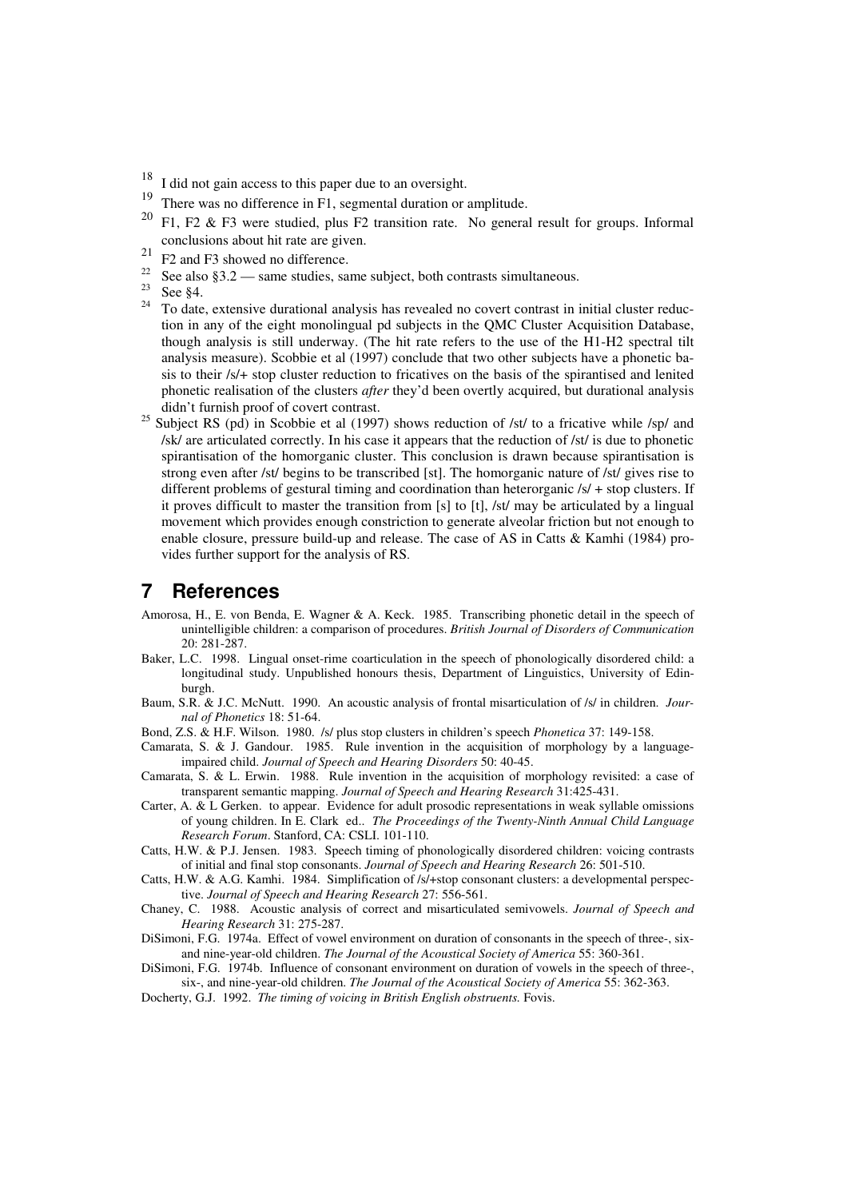[18] I did not gain access to this paper due to an oversight.

[19] There was no difference in F1, segmental duration or amplitude.

[20] F1, F2 & F3 were studied, plus F2 transition rate. No general result for groups. Informal conclusions about hit rate are given.

[21] F2 and F3 showed no difference.

[22] See also §3.2 — same studies, same subject, both contrasts simultaneous.

[23] See §4.

[24] To date, extensive durational analysis has revealed no covert contrast in initial cluster reduction in any of the eight monolingual pd subjects in the QMC Cluster Acquisition Database, though analysis is still underway. (The hit rate refers to the use of the H1-H2 spectral tilt analysis measure). Scobbie et al (1997) conclude that two other subjects have a phonetic basis to their /s/+ stop cluster reduction to fricatives on the basis of the spirantised and lenited phonetic realisation of the clusters *after* they'd been overtly acquired, but durational analysis didn't furnish proof of covert contrast.

[25] Subject RS (pd) in Scobbie et al (1997) shows reduction of /st/ to a fricative while /sp/ and /sk/ are articulated correctly. In his case it appears that the reduction of /st/ is due to phonetic spirantisation of the homorganic cluster. This conclusion is drawn because spirantisation is strong even after /st/ begins to be transcribed [st]. The homorganic nature of /st/ gives rise to different problems of gestural timing and coordination than heterorganic /s/ + stop clusters. If it proves difficult to master the transition from [s] to [t], /st/ may be articulated by a lingual movement which provides enough constriction to generate alveolar friction but not enough to enable closure, pressure build-up and release. The case of AS in Catts & Kamhi (1984) provides further support for the analysis of RS.

# 7 References

Amorosa, H., E. von Benda, E. Wagner & A. Keck. 1985. Transcribing phonetic detail in the speech of unintelligible children: a comparison of procedures. *British Journal of Disorders of Communication* 20: 281-287.

Baker, L.C. 1998. Lingual onset-rime coarticulation in the speech of phonologically disordered child: a longitudinal study. Unpublished honours thesis, Department of Linguistics, University of Edinburgh.

Baum, S.R. & J.C. McNutt. 1990. An acoustic analysis of frontal misarticulation of /s/ in children. *Journal of Phonetics* 18: 51-64.

Bond, Z.S. & H.F. Wilson. 1980. /s/ plus stop clusters in children's speech *Phonetica* 37: 149-158.

Camarata, S. & J. Gandour. 1985. Rule invention in the acquisition of morphology by a language-impaired child. *Journal of Speech and Hearing Disorders* 50: 40-45.

Camarata, S. & L. Erwin. 1988. Rule invention in the acquisition of morphology revisited: a case of transparent semantic mapping. *Journal of Speech and Hearing Research* 31:425-431.

Carter, A. & L Gerken. to appear. Evidence for adult prosodic representations in weak syllable omissions of young children. In E. Clark ed.. *The Proceedings of the Twenty-Ninth Annual Child Language Research Forum*. Stanford, CA: CSLI. 101-110.

Catts, H.W. & P.J. Jensen. 1983. Speech timing of phonologically disordered children: voicing contrasts of initial and final stop consonants. *Journal of Speech and Hearing Research* 26: 501-510.

Catts, H.W. & A.G. Kamhi. 1984. Simplification of /s/+stop consonant clusters: a developmental perspective. *Journal of Speech and Hearing Research* 27: 556-561.

Chaney, C. 1988. Acoustic analysis of correct and misarticulated semivowels. *Journal of Speech and Hearing Research* 31: 275-287.

DiSimoni, F.G. 1974a. Effect of vowel environment on duration of consonants in the speech of three-, six- and nine-year-old children. *The Journal of the Acoustical Society of America* 55: 360-361.

DiSimoni, F.G. 1974b. Influence of consonant environment on duration of vowels in the speech of three-, six-, and nine-year-old children. *The Journal of the Acoustical Society of America* 55: 362-363.

Docherty, G.J. 1992. *The timing of voicing in British English obstruents*. Fovis.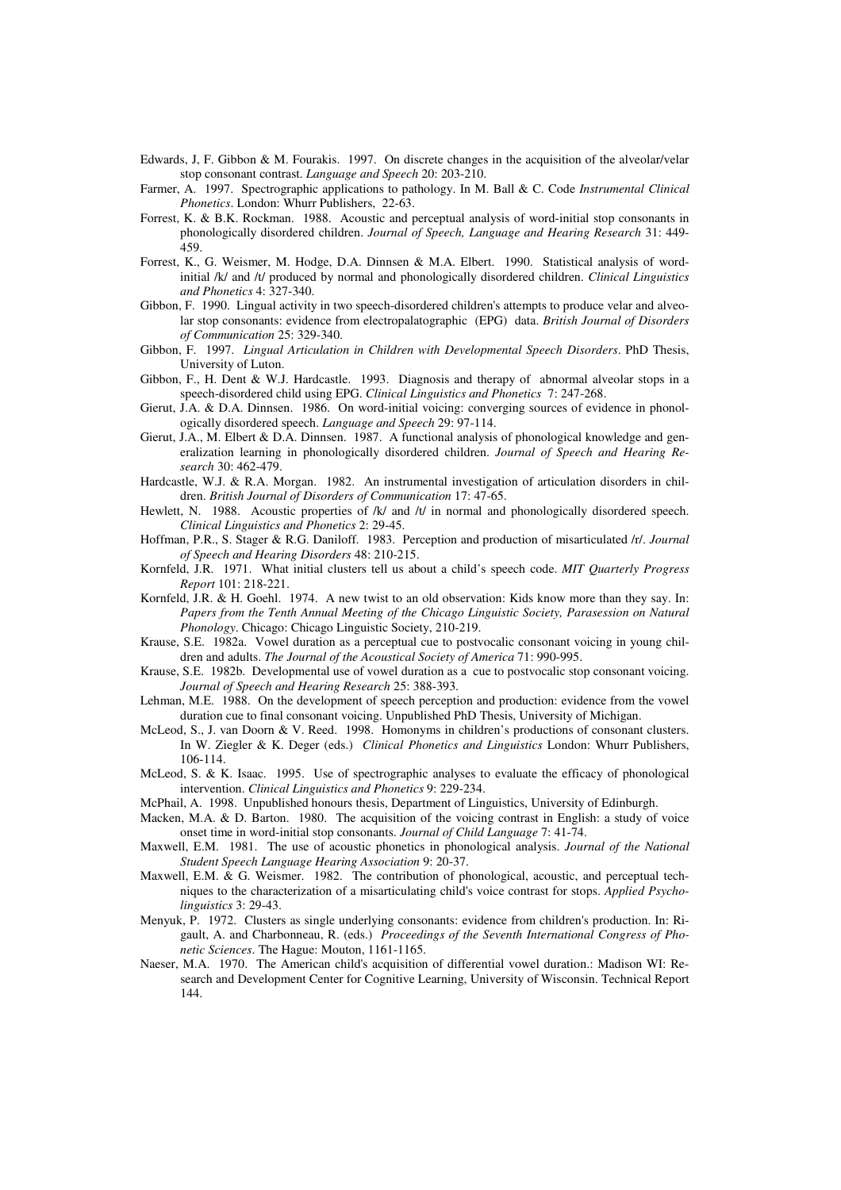Edwards, J, F. Gibbon & M. Fourakis. 1997. On discrete changes in the acquisition of the alveolar/velar stop consonant contrast. *Language and Speech* 20: 203-210.

Farmer, A. 1997. Spectrographic applications to pathology. In M. Ball & C. Code *Instrumental Clinical Phonetics*. London: Whurr Publishers, 22-63.

Forrest, K. & B.K. Rockman. 1988. Acoustic and perceptual analysis of word-initial stop consonants in phonologically disordered children. *Journal of Speech, Language and Hearing Research* 31: 449-459.

Forrest, K., G. Weismer, M. Hodge, D.A. Dinnsen & M.A. Elbert. 1990. Statistical analysis of word-initial /k/ and /t/ produced by normal and phonologically disordered children. *Clinical Linguistics and Phonetics* 4: 327-340.

Gibbon, F. 1990. Lingual activity in two speech-disordered children's attempts to produce velar and alveolar stop consonants: evidence from electropalatographic (EPG) data. *British Journal of Disorders of Communication* 25: 329-340.

Gibbon, F. 1997. *Lingual Articulation in Children with Developmental Speech Disorders*. PhD Thesis, University of Luton.

Gibbon, F., H. Dent & W.J. Hardcastle. 1993. Diagnosis and therapy of abnormal alveolar stops in a speech-disordered child using EPG. *Clinical Linguistics and Phonetics* 7: 247-268.

Gierut, J.A. & D.A. Dinnsen. 1986. On word-initial voicing: converging sources of evidence in phonologically disordered speech. *Language and Speech* 29: 97-114.

Gierut, J.A., M. Elbert & D.A. Dinnsen. 1987. A functional analysis of phonological knowledge and generalization learning in phonologically disordered children. *Journal of Speech and Hearing Research* 30: 462-479.

Hardcastle, W.J. & R.A. Morgan. 1982. An instrumental investigation of articulation disorders in children. *British Journal of Disorders of Communication* 17: 47-65.

Hewlett, N. 1988. Acoustic properties of /k/ and /t/ in normal and phonologically disordered speech. *Clinical Linguistics and Phonetics* 2: 29-45.

Hoffman, P.R., S. Stager & R.G. Daniloff. 1983. Perception and production of misarticulated /r/. *Journal of Speech and Hearing Disorders* 48: 210-215.

Kornfeld, J.R. 1971. What initial clusters tell us about a child's speech code. *MIT Quarterly Progress Report* 101: 218-221.

Kornfeld, J.R. & H. Goehl. 1974. A new twist to an old observation: Kids know more than they say. In: *Papers from the Tenth Annual Meeting of the Chicago Linguistic Society, Parasession on Natural Phonology*. Chicago: Chicago Linguistic Society, 210-219.

Krause, S.E. 1982a. Vowel duration as a perceptual cue to postvocalic consonant voicing in young children and adults. *The Journal of the Acoustical Society of America* 71: 990-995.

Krause, S.E. 1982b. Developmental use of vowel duration as a cue to postvocalic stop consonant voicing. *Journal of Speech and Hearing Research* 25: 388-393.

Lehman, M.E. 1988. On the development of speech perception and production: evidence from the vowel duration cue to final consonant voicing. Unpublished PhD Thesis, University of Michigan.

McLeod, S., J. van Doorn & V. Reed. 1998. Homonyms in children's productions of consonant clusters. In W. Ziegler & K. Deger (eds.) *Clinical Phonetics and Linguistics* London: Whurr Publishers, 106-114.

McLeod, S. & K. Isaac. 1995. Use of spectrographic analyses to evaluate the efficacy of phonological intervention. *Clinical Linguistics and Phonetics* 9: 229-234.

McPhail, A. 1998. Unpublished honours thesis, Department of Linguistics, University of Edinburgh.

Macken, M.A. & D. Barton. 1980. The acquisition of the voicing contrast in English: a study of voice onset time in word-initial stop consonants. *Journal of Child Language* 7: 41-74.

Maxwell, E.M. 1981. The use of acoustic phonetics in phonological analysis. *Journal of the National Student Speech Language Hearing Association* 9: 20-37.

Maxwell, E.M. & G. Weismer. 1982. The contribution of phonological, acoustic, and perceptual techniques to the characterization of a misarticulating child's voice contrast for stops. *Applied Psycholinguistics* 3: 29-43.

Menyuk, P. 1972. Clusters as single underlying consonants: evidence from children's production. In: Rigault, A. and Charbonneau, R. (eds.) *Proceedings of the Seventh International Congress of Phonetic Sciences*. The Hague: Mouton, 1161-1165.

Naeser, M.A. 1970. The American child's acquisition of differential vowel duration.: Madison WI: Research and Development Center for Cognitive Learning, University of Wisconsin. Technical Report 144.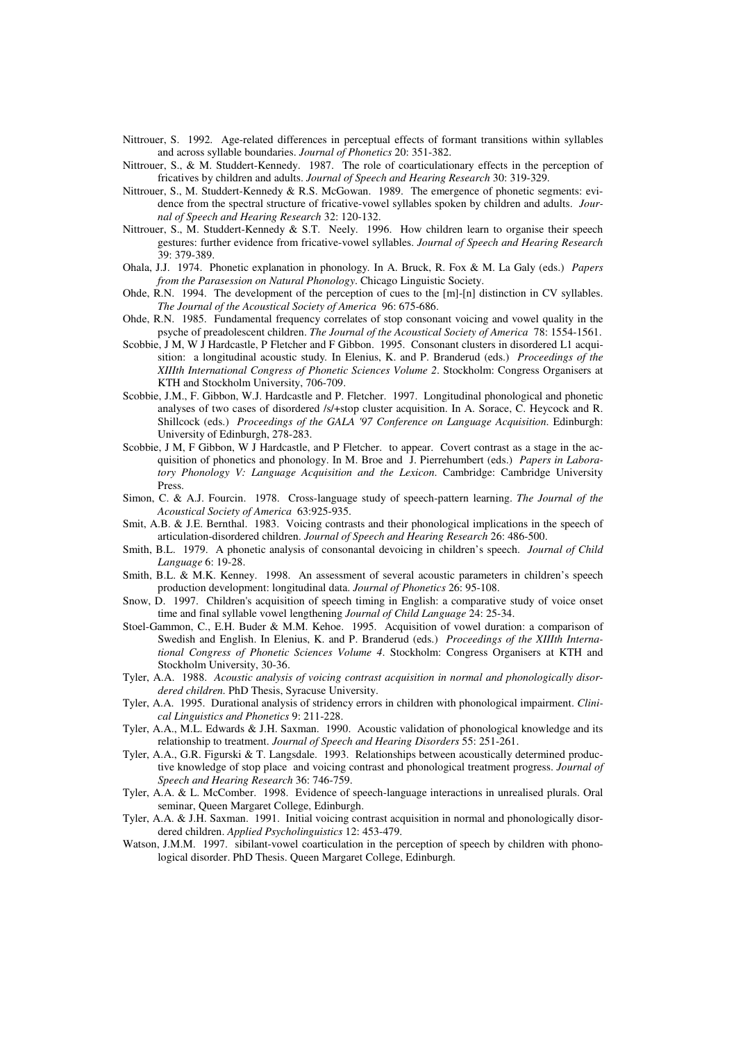Nittrouer, S. 1992. Age-related differences in perceptual effects of formant transitions within syllables and across syllable boundaries. *Journal of Phonetics* 20: 351-382.

Nittrouer, S., & M. Studdert-Kennedy. 1987. The role of coarticulationary effects in the perception of fricatives by children and adults. *Journal of Speech and Hearing Research* 30: 319-329.

Nittrouer, S., M. Studdert-Kennedy & R.S. McGowan. 1989. The emergence of phonetic segments: evidence from the spectral structure of fricative-vowel syllables spoken by children and adults. *Journal of Speech and Hearing Research* 32: 120-132.

Nittrouer, S., M. Studdert-Kennedy & S.T. Neely. 1996. How children learn to organise their speech gestures: further evidence from fricative-vowel syllables. *Journal of Speech and Hearing Research* 39: 379-389.

Ohala, J.J. 1974. Phonetic explanation in phonology. In A. Bruck, R. Fox & M. La Galy (eds.) *Papers from the Parasession on Natural Phonology*. Chicago Linguistic Society.

Ohde, R.N. 1994. The development of the perception of cues to the [m]-[n] distinction in CV syllables. *The Journal of the Acoustical Society of America* 96: 675-686.

Ohde, R.N. 1985. Fundamental frequency correlates of stop consonant voicing and vowel quality in the psyche of preadolescent children. *The Journal of the Acoustical Society of America* 78: 1554-1561.

Scobbie, J M, W J Hardcastle, P Fletcher and F Gibbon. 1995. Consonant clusters in disordered L1 acquisition: a longitudinal acoustic study. In Elenius, K. and P. Branderud (eds.) *Proceedings of the XIIIth International Congress of Phonetic Sciences Volume 2*. Stockholm: Congress Organisers at KTH and Stockholm University, 706-709.

Scobbie, J.M., F. Gibbon, W.J. Hardcastle and P. Fletcher. 1997. Longitudinal phonological and phonetic analyses of two cases of disordered /s/+stop cluster acquisition. In A. Sorace, C. Heycock and R. Shillcock (eds.) *Proceedings of the GALA '97 Conference on Language Acquisition*. Edinburgh: University of Edinburgh, 278-283.

Scobbie, J M, F Gibbon, W J Hardcastle, and P Fletcher. to appear. Covert contrast as a stage in the acquisition of phonetics and phonology. In M. Broe and J. Pierrehumbert (eds.) *Papers in Laboratory Phonology V: Language Acquisition and the Lexicon*. Cambridge: Cambridge University Press.

Simon, C. & A.J. Fourcin. 1978. Cross-language study of speech-pattern learning. *The Journal of the Acoustical Society of America* 63:925-935.

Smit, A.B. & J.E. Bernthal. 1983. Voicing contrasts and their phonological implications in the speech of articulation-disordered children. *Journal of Speech and Hearing Research* 26: 486-500.

Smith, B.L. 1979. A phonetic analysis of consonantal devoicing in children's speech. *Journal of Child Language* 6: 19-28.

Smith, B.L. & M.K. Kenney. 1998. An assessment of several acoustic parameters in children's speech production development: longitudinal data. *Journal of Phonetics* 26: 95-108.

Snow, D. 1997. Children's acquisition of speech timing in English: a comparative study of voice onset time and final syllable vowel lengthening *Journal of Child Language* 24: 25-34.

Stoel-Gammon, C., E.H. Buder & M.M. Kehoe. 1995. Acquisition of vowel duration: a comparison of Swedish and English. In Elenius, K. and P. Branderud (eds.) *Proceedings of the XIIIth International Congress of Phonetic Sciences Volume 4*. Stockholm: Congress Organisers at KTH and Stockholm University, 30-36.

Tyler, A.A. 1988. *Acoustic analysis of voicing contrast acquisition in normal and phonologically disordered children.* PhD Thesis, Syracuse University.

Tyler, A.A. 1995. Durational analysis of stridency errors in children with phonological impairment. *Clinical Linguistics and Phonetics* 9: 211-228.

Tyler, A.A., M.L. Edwards & J.H. Saxman. 1990. Acoustic validation of phonological knowledge and its relationship to treatment. *Journal of Speech and Hearing Disorders* 55: 251-261.

Tyler, A.A., G.R. Figurski & T. Langsdale. 1993. Relationships between acoustically determined productive knowledge of stop place and voicing contrast and phonological treatment progress. *Journal of Speech and Hearing Research* 36: 746-759.

Tyler, A.A. & L. McComber. 1998. Evidence of speech-language interactions in unrealised plurals. Oral seminar, Queen Margaret College, Edinburgh.

Tyler, A.A. & J.H. Saxman. 1991. Initial voicing contrast acquisition in normal and phonologically disordered children. *Applied Psycholinguistics* 12: 453-479.

Watson, J.M.M. 1997. sibilant-vowel coarticulation in the perception of speech by children with phonological disorder. PhD Thesis. Queen Margaret College, Edinburgh.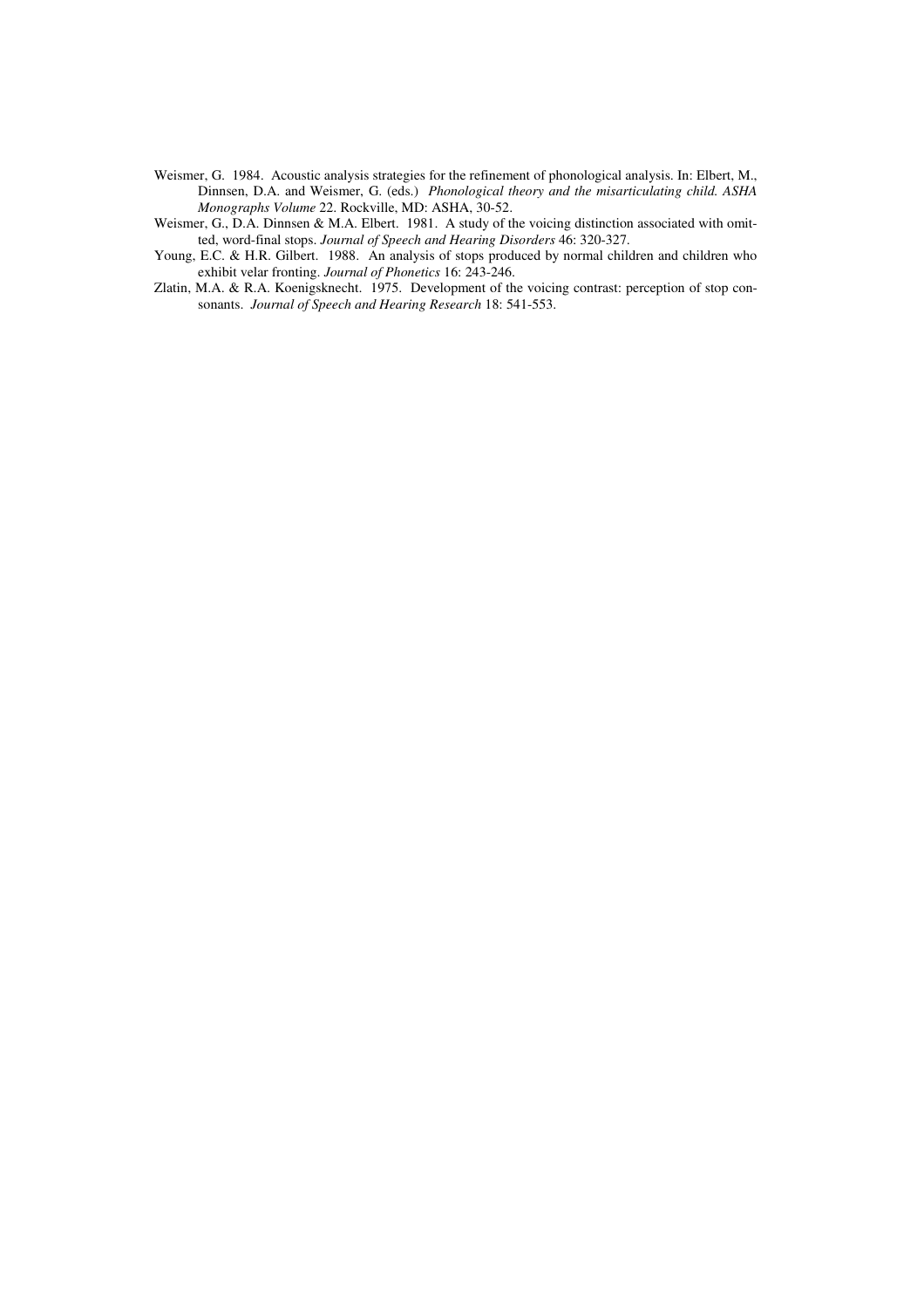Weismer, G. 1984. Acoustic analysis strategies for the refinement of phonological analysis. In: Elbert, M., Dinnsen, D.A. and Weismer, G. (eds.) *Phonological theory and the misarticulating child. ASHA Monographs Volume* 22. Rockville, MD: ASHA, 30-52.

Weismer, G., D.A. Dinnsen & M.A. Elbert. 1981. A study of the voicing distinction associated with omitted, word-final stops. *Journal of Speech and Hearing Disorders* 46: 320-327.

Young, E.C. & H.R. Gilbert. 1988. An analysis of stops produced by normal children and children who exhibit velar fronting. *Journal of Phonetics* 16: 243-246.

Zlatin, M.A. & R.A. Koenigsknecht. 1975. Development of the voicing contrast: perception of stop consonants. *Journal of Speech and Hearing Research* 18: 541-553.